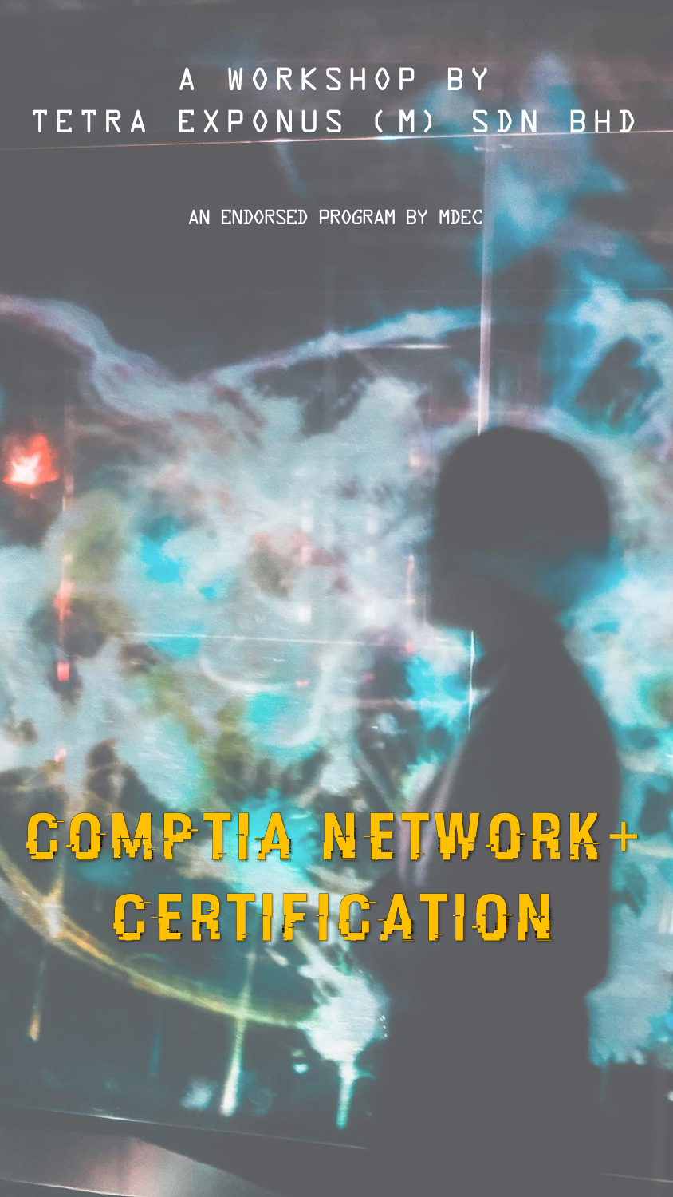A WORKSHOP BY
TETRA EXPONUS (M) SDN BHD

AN ENDORSED PROGRAM BY MDEC

# COMPTIA NETWORK+ CERTIFICATION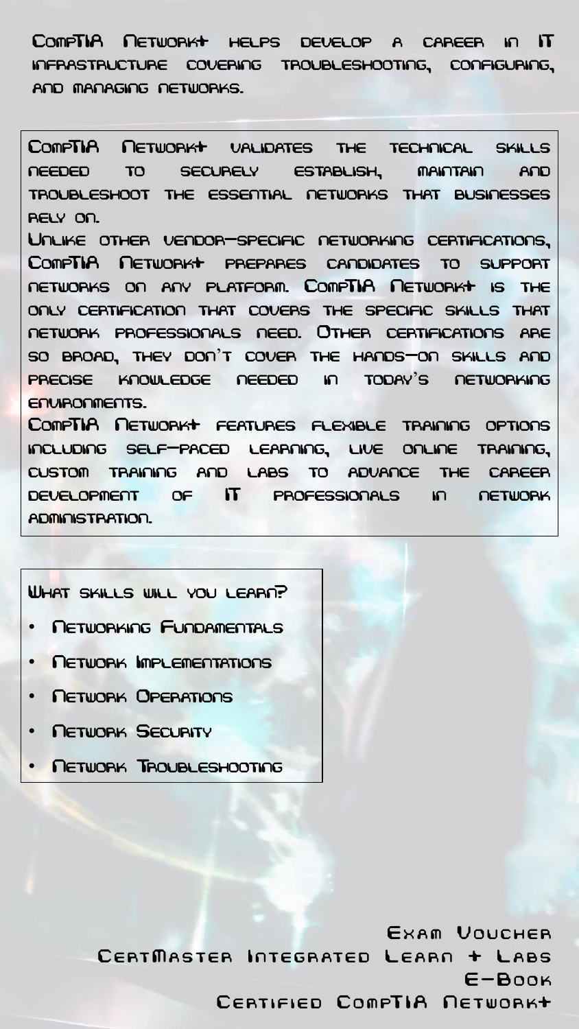CompTIA Network+ helps develop a career in IT infrastructure covering troubleshooting, configuring, and managing networks.

CompTIA Network+ validates the technical skills needed to securely establish, maintain and troubleshoot the essential networks that businesses rely on.

Unlike other vendor-specific networking certifications, CompTIA Network+ prepares candidates to support networks on any platform. CompTIA Network+ is the only certification that covers the specific skills that network professionals need. Other certifications are so broad, they don't cover the hands-on skills and precise knowledge needed in today's networking environments.

CompTIA Network+ features flexible training options including self-paced learning, live online training, custom training and labs to advance the career development of IT professionals in network administration.

What skills will you learn?

- Networking Fundamentals
- Network Implementations
- Network Operations
- Network Security
- Network Troubleshooting

Exam Voucher
CertMaster Integrated Learn + Labs
E-Book
Certified CompTIA Network+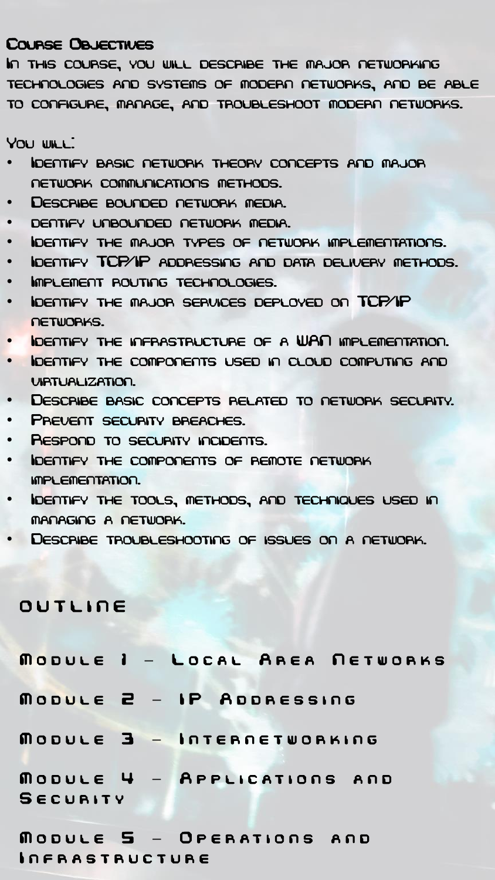## Course Objectives

In this course, you will describe the major networking technologies and systems of modern networks, and be able to configure, manage, and troubleshoot modern networks.

You will:

- Identify basic network theory concepts and major network communications methods.
- Describe bounded network media.
- dentify unbounded network media.
- Identify the major types of network implementations.
- Identify TCP/IP addressing and data delivery methods.
- Implement routing technologies.
- Identify the major services deployed on TCP/IP networks.
- Identify the infrastructure of a WAN implementation.
- Identify the components used in cloud computing and virtualization.
- Describe basic concepts related to network security.
- Prevent security breaches.
- Respond to security incidents.
- Identify the components of remote network implementation.
- Identify the tools, methods, and techniques used in managing a network.
- Describe troubleshooting of issues on a network.

## OUTLINE

Module 1 – Local Area Networks

Module 2 – IP Addressing

Module 3 – Internetworking

Module 4 – Applications and Security

Module 5 – Operations and Infrastructure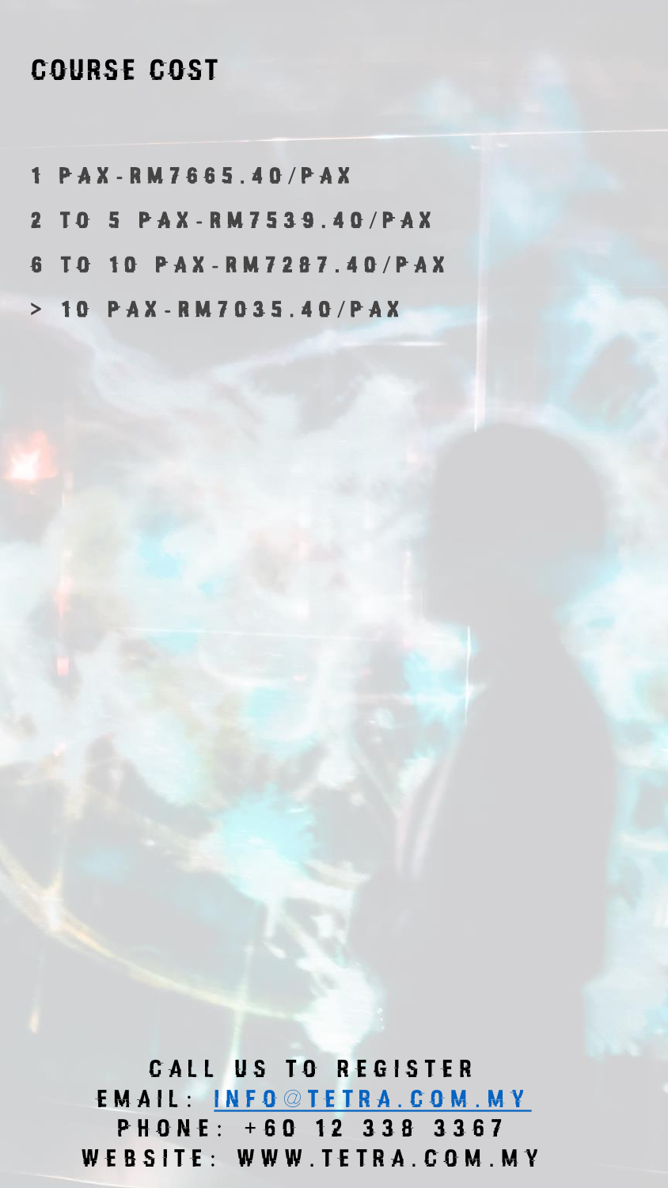## COURSE COST

- 1 PAX - RM7665.40/PAX
- 2 TO 5 PAX - RM7539.40/PAX
- 6 TO 10 PAX - RM7287.40/PAX
- > 10 PAX - RM7035.40/PAX

CALL US TO REGISTER

EMAIL: INFO@TETRA.COM.MY

PHONE: +60 12 338 3367

WEBSITE: WWW.TETRA.COM.MY